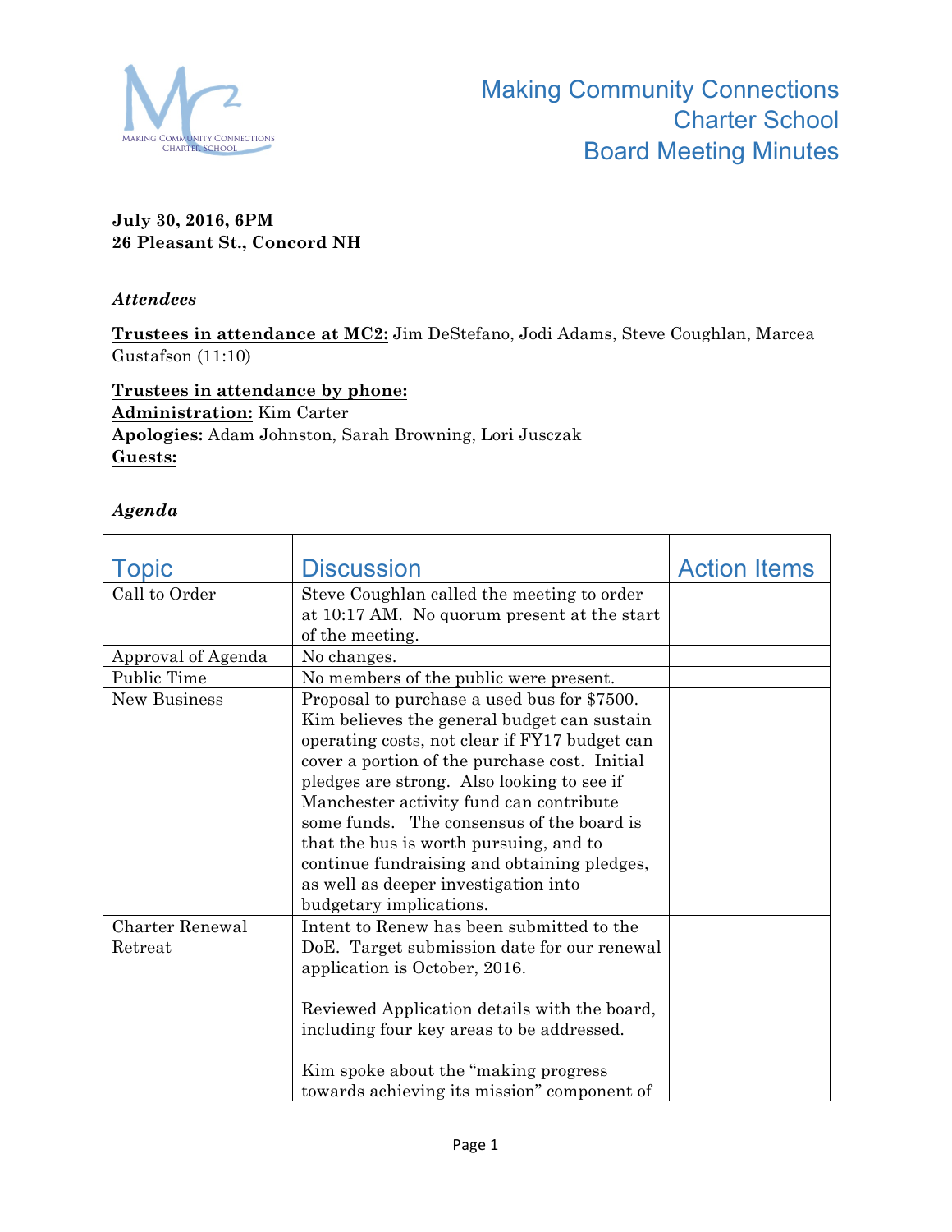# Making Community Connections Charter School Board Meeting Minutes

**July 30, 2016, 6PM**
**26 Pleasant St., Concord NH**

### *Attendees*

**Trustees in attendance at MC2:** Jim DeStefano, Jodi Adams, Steve Coughlan, Marcea Gustafson (11:10)

**Trustees in attendance by phone:**
**Administration:** Kim Carter
**Apologies:** Adam Johnston, Sarah Browning, Lori Jusczak
**Guests:**

### *Agenda*

| Topic | Discussion | Action Items |
|---|---|---|
| Call to Order | Steve Coughlan called the meeting to order at 10:17 AM. No quorum present at the start of the meeting. | |
| Approval of Agenda | No changes. | |
| Public Time | No members of the public were present. | |
| New Business | Proposal to purchase a used bus for $7500. Kim believes the general budget can sustain operating costs, not clear if FY17 budget can cover a portion of the purchase cost. Initial pledges are strong. Also looking to see if Manchester activity fund can contribute some funds. The consensus of the board is that the bus is worth pursuing, and to continue fundraising and obtaining pledges, as well as deeper investigation into budgetary implications. | |
| Charter Renewal Retreat | Intent to Renew has been submitted to the DoE. Target submission date for our renewal application is October, 2016.<br><br>Reviewed Application details with the board, including four key areas to be addressed.<br><br>Kim spoke about the "making progress towards achieving its mission" component of | |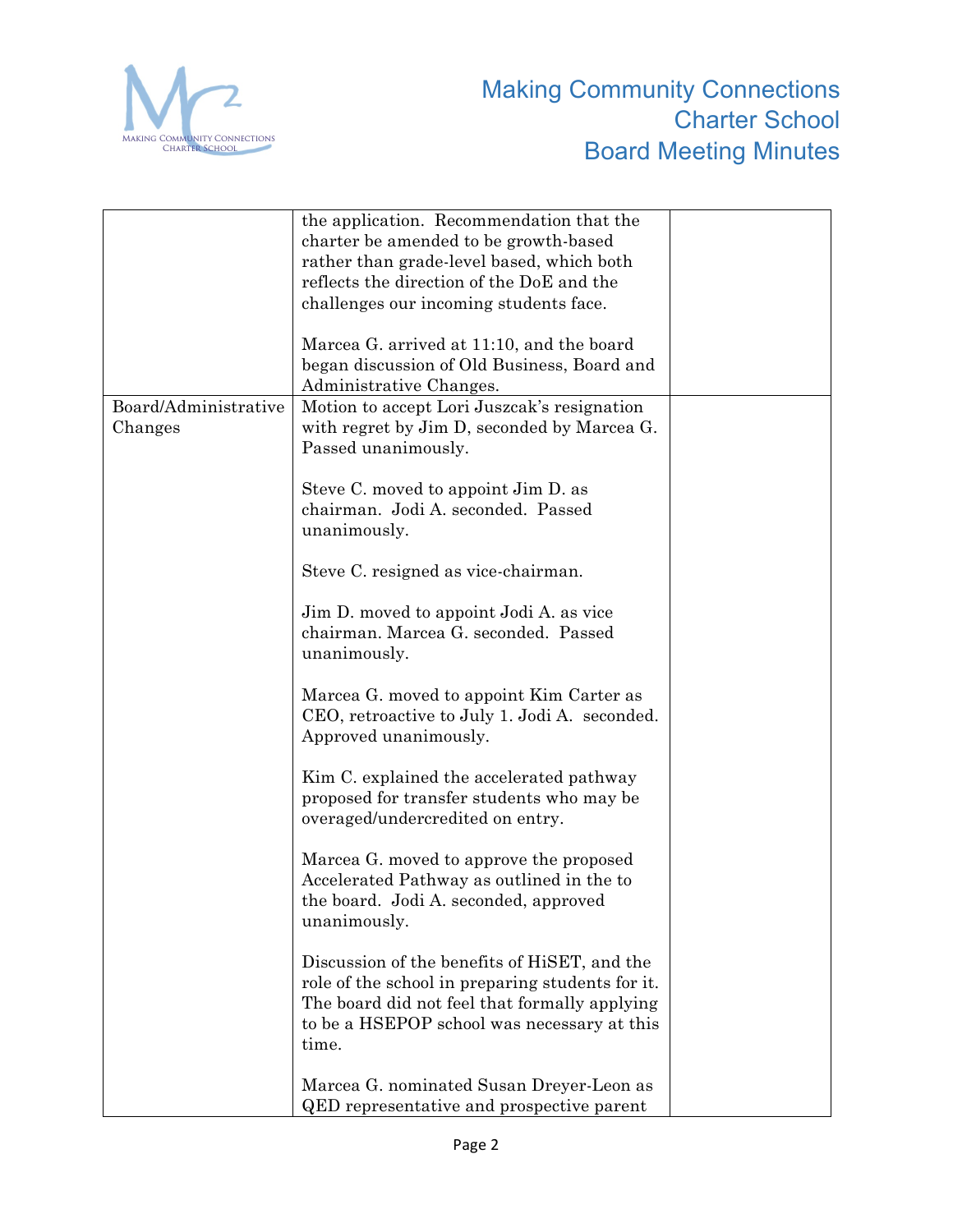| | | |
|---|---|---|
| | the application. Recommendation that the charter be amended to be growth-based rather than grade-level based, which both reflects the direction of the DoE and the challenges our incoming students face.<br><br>Marcea G. arrived at 11:10, and the board began discussion of Old Business, Board and Administrative Changes. | |
| Board/Administrative Changes | Motion to accept Lori Juszcak's resignation with regret by Jim D, seconded by Marcea G. Passed unanimously.<br><br>Steve C. moved to appoint Jim D. as chairman. Jodi A. seconded. Passed unanimously.<br><br>Steve C. resigned as vice-chairman.<br><br>Jim D. moved to appoint Jodi A. as vice chairman. Marcea G. seconded. Passed unanimously.<br><br>Marcea G. moved to appoint Kim Carter as CEO, retroactive to July 1. Jodi A. seconded. Approved unanimously.<br><br>Kim C. explained the accelerated pathway proposed for transfer students who may be overaged/undercredited on entry.<br><br>Marcea G. moved to approve the proposed Accelerated Pathway as outlined in the to the board. Jodi A. seconded, approved unanimously.<br><br>Discussion of the benefits of HiSET, and the role of the school in preparing students for it. The board did not feel that formally applying to be a HSEPOP school was necessary at this time.<br><br>Marcea G. nominated Susan Dreyer-Leon as QED representative and prospective parent | |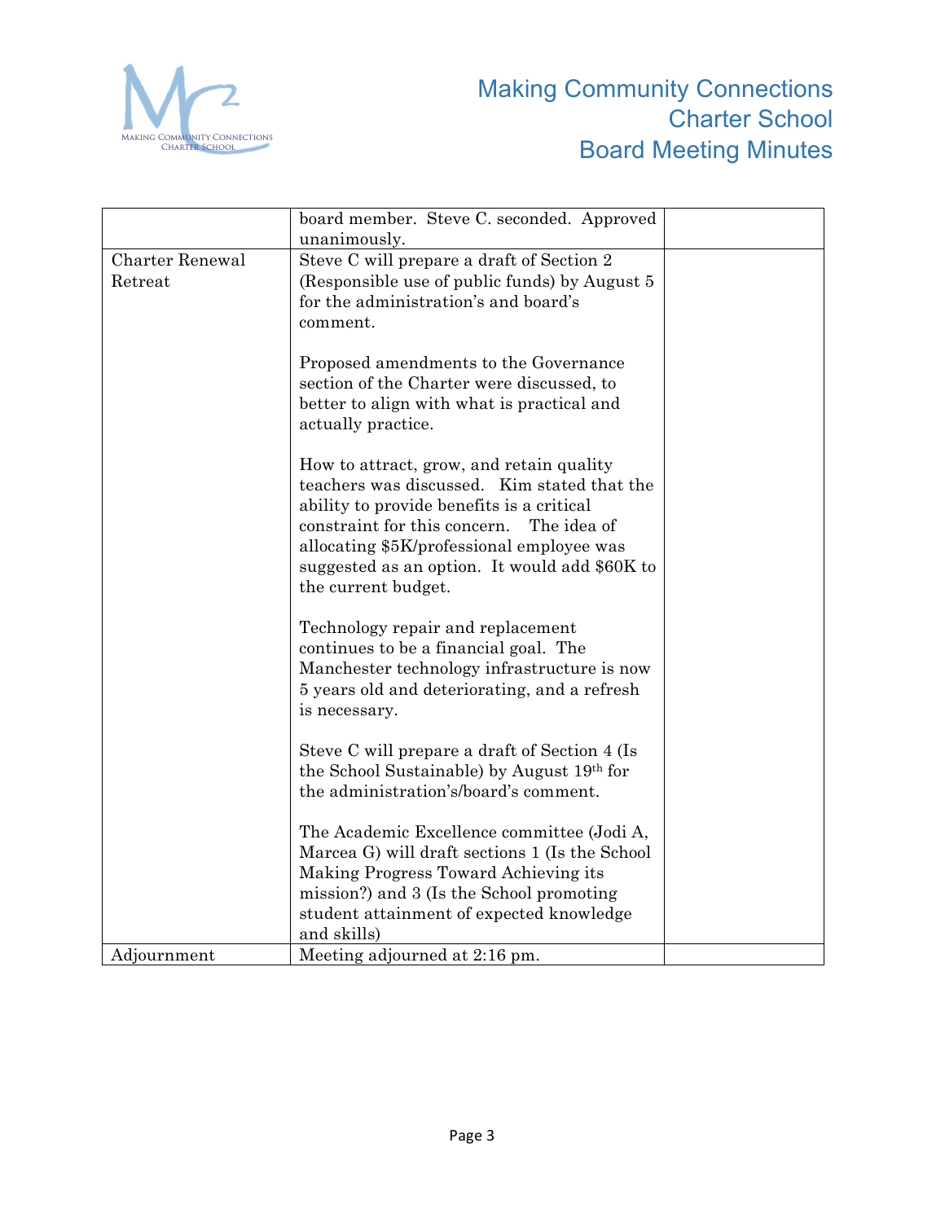| | | |
|---|---|---|
| | board member. Steve C. seconded. Approved unanimously. | |
| Charter Renewal Retreat | Steve C will prepare a draft of Section 2 (Responsible use of public funds) by August 5 for the administration's and board's comment.<br><br>Proposed amendments to the Governance section of the Charter were discussed, to better to align with what is practical and actually practice.<br><br>How to attract, grow, and retain quality teachers was discussed. Kim stated that the ability to provide benefits is a critical constraint for this concern. The idea of allocating $5K/professional employee was suggested as an option. It would add $60K to the current budget.<br><br>Technology repair and replacement continues to be a financial goal. The Manchester technology infrastructure is now 5 years old and deteriorating, and a refresh is necessary.<br><br>Steve C will prepare a draft of Section 4 (Is the School Sustainable) by August 19th for the administration's/board's comment.<br><br>The Academic Excellence committee (Jodi A, Marcea G) will draft sections 1 (Is the School Making Progress Toward Achieving its mission?) and 3 (Is the School promoting student attainment of expected knowledge and skills) | |
| Adjournment | Meeting adjourned at 2:16 pm. | |